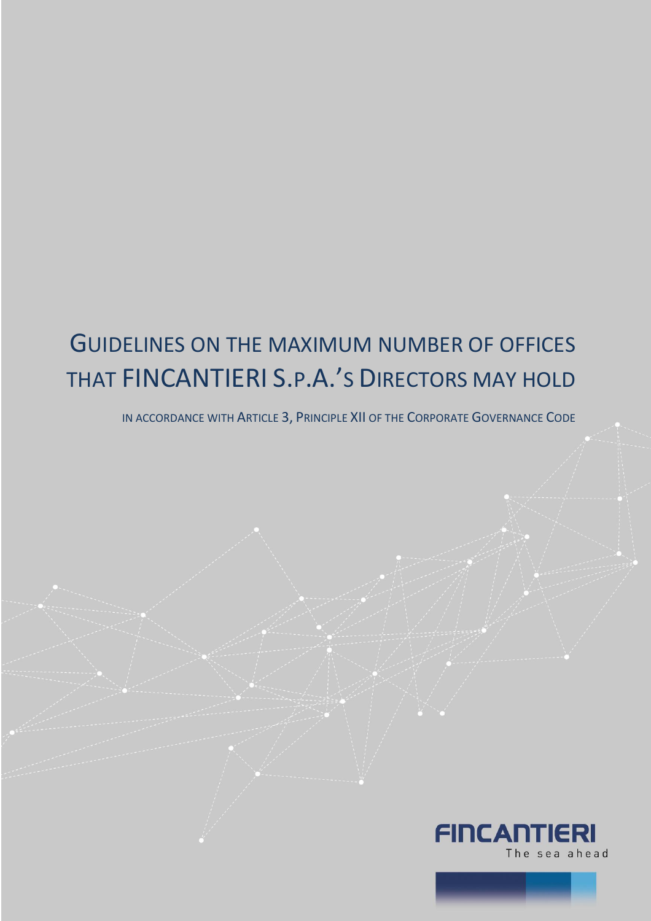# GUIDELINES ON THE MAXIMUM NUMBER OF OFFICES THAT FINCANTIERI S.P.A.'S DIRECTORS MAY HOLD

IN ACCORDANCE WITH ARTICLE 3, PRINCIPLE XII OF THE CORPORATE GOVERNANCE CODE

FINCANTIERI

The sea ahead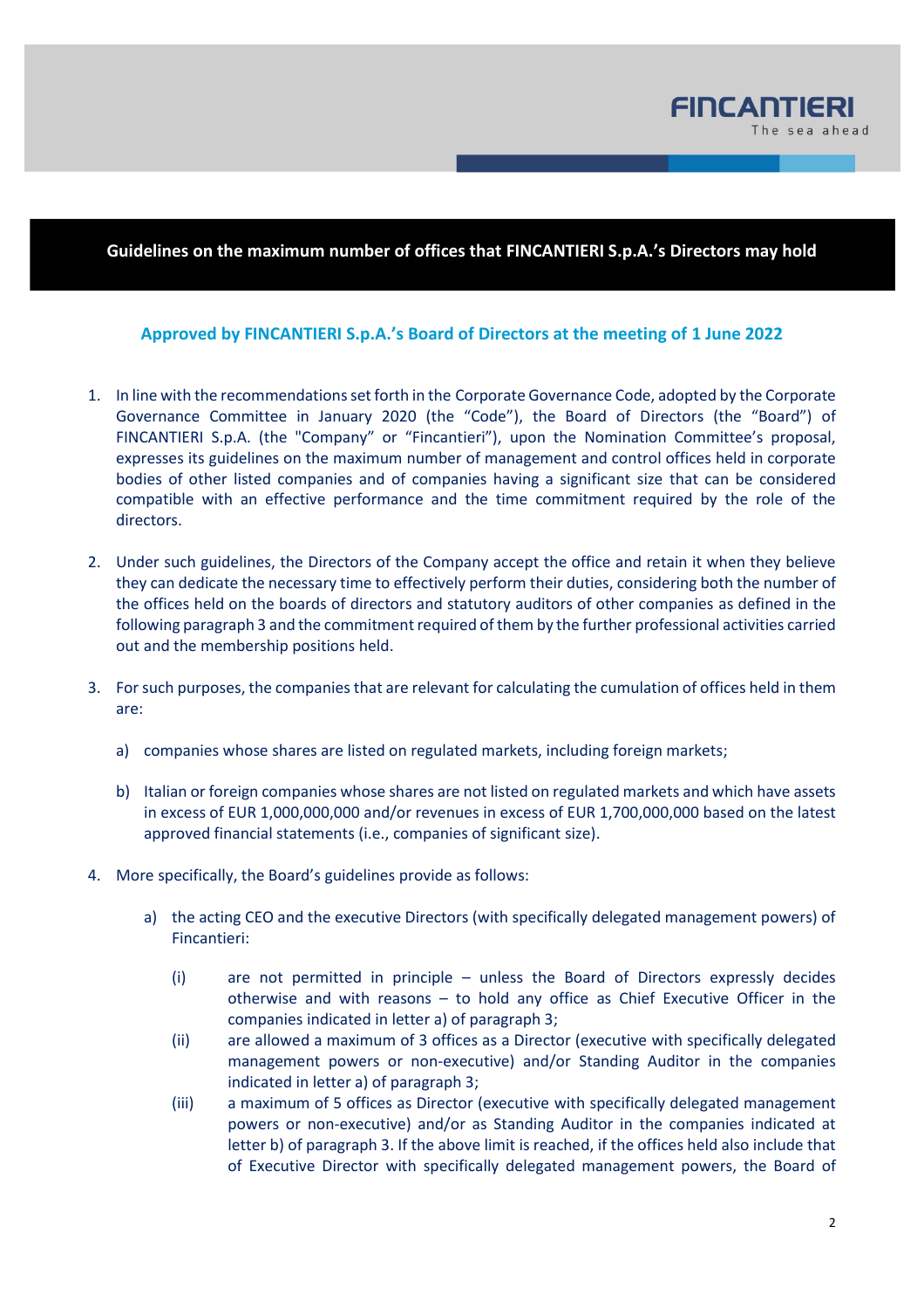## Guidelines on the maximum number of offices that FINCANTIERI S.p.A.'s Directors may hold

**Approved by FINCANTIERI S.p.A.'s Board of Directors at the meeting of 1 June 2022**

1. In line with the recommendations set forth in the Corporate Governance Code, adopted by the Corporate Governance Committee in January 2020 (the "Code"), the Board of Directors (the "Board") of FINCANTIERI S.p.A. (the "Company" or "Fincantieri"), upon the Nomination Committee's proposal, expresses its guidelines on the maximum number of management and control offices held in corporate bodies of other listed companies and of companies having a significant size that can be considered compatible with an effective performance and the time commitment required by the role of the directors.

2. Under such guidelines, the Directors of the Company accept the office and retain it when they believe they can dedicate the necessary time to effectively perform their duties, considering both the number of the offices held on the boards of directors and statutory auditors of other companies as defined in the following paragraph 3 and the commitment required of them by the further professional activities carried out and the membership positions held.

3. For such purposes, the companies that are relevant for calculating the cumulation of offices held in them are:

   a) companies whose shares are listed on regulated markets, including foreign markets;

   b) Italian or foreign companies whose shares are not listed on regulated markets and which have assets in excess of EUR 1,000,000,000 and/or revenues in excess of EUR 1,700,000,000 based on the latest approved financial statements (i.e., companies of significant size).

4. More specifically, the Board's guidelines provide as follows:

   a) the acting CEO and the executive Directors (with specifically delegated management powers) of Fincantieri:

      (i) are not permitted in principle – unless the Board of Directors expressly decides otherwise and with reasons – to hold any office as Chief Executive Officer in the companies indicated in letter a) of paragraph 3;

      (ii) are allowed a maximum of 3 offices as a Director (executive with specifically delegated management powers or non-executive) and/or Standing Auditor in the companies indicated in letter a) of paragraph 3;

      (iii) a maximum of 5 offices as Director (executive with specifically delegated management powers or non-executive) and/or as Standing Auditor in the companies indicated at letter b) of paragraph 3. If the above limit is reached, if the offices held also include that of Executive Director with specifically delegated management powers, the Board of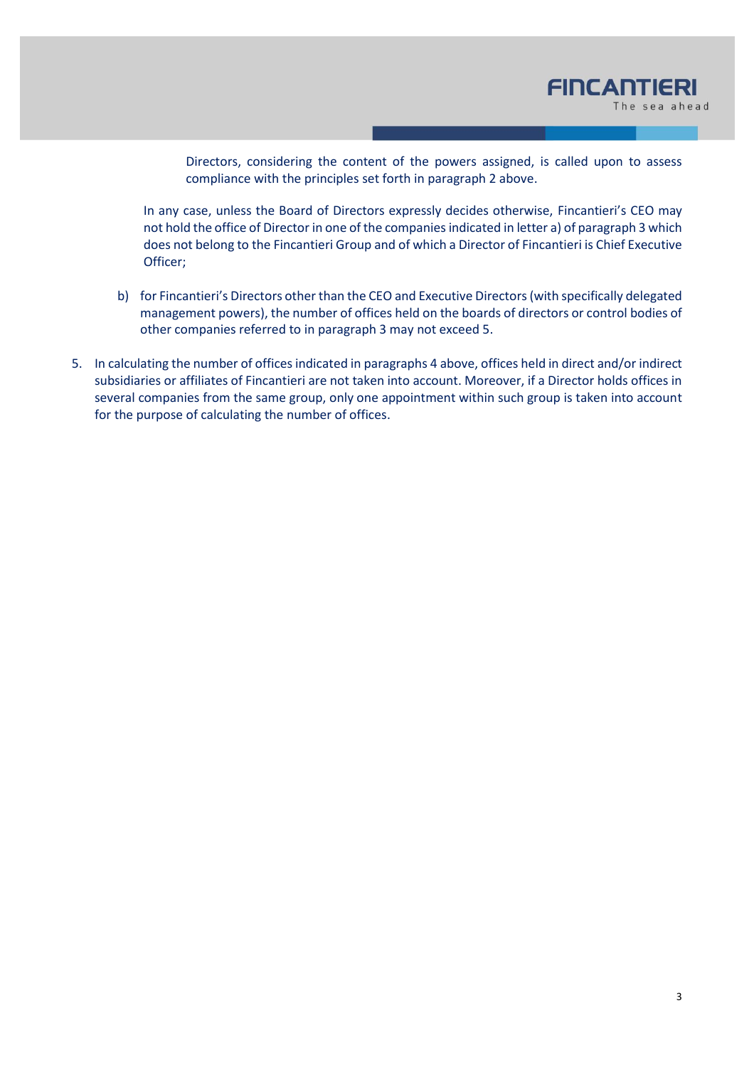Directors, considering the content of the powers assigned, is called upon to assess compliance with the principles set forth in paragraph 2 above.

In any case, unless the Board of Directors expressly decides otherwise, Fincantieri's CEO may not hold the office of Director in one of the companies indicated in letter a) of paragraph 3 which does not belong to the Fincantieri Group and of which a Director of Fincantieri is Chief Executive Officer;

b) for Fincantieri's Directors other than the CEO and Executive Directors (with specifically delegated management powers), the number of offices held on the boards of directors or control bodies of other companies referred to in paragraph 3 may not exceed 5.

5. In calculating the number of offices indicated in paragraphs 4 above, offices held in direct and/or indirect subsidiaries or affiliates of Fincantieri are not taken into account. Moreover, if a Director holds offices in several companies from the same group, only one appointment within such group is taken into account for the purpose of calculating the number of offices.